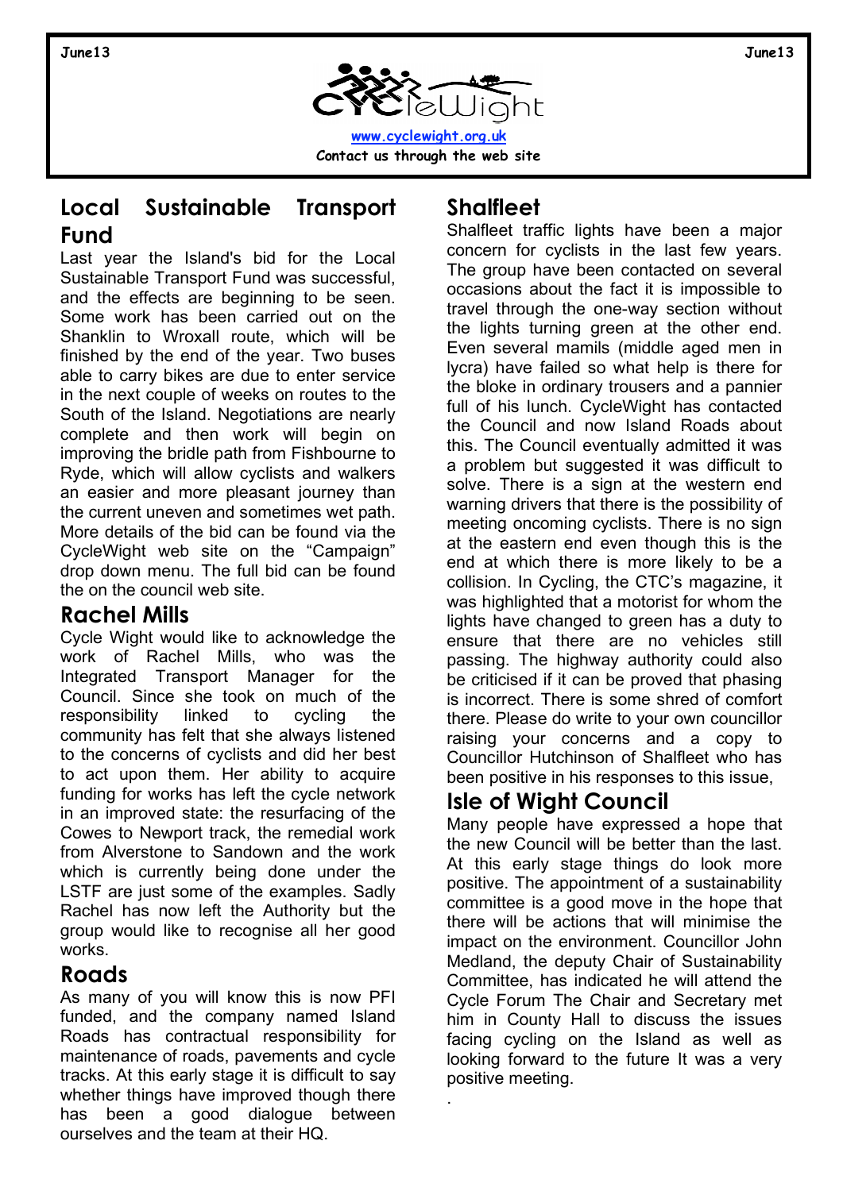**www.cycleweight.org.uk**

**Contact us through the web site**

## Local Sustainable Transport Fund

Last year the Island's bid for the Local Sustainable Transport Fund was successful, and the effects are beginning to be seen. Some work has been carried out on the Shanklin to Wroxall route, which will be finished by the end of the year. Two buses able to carry bikes are due to enter service in the next couple of weeks on routes to the South of the Island. Negotiations are nearly complete and then work will begin on improving the bridle path from Fishbourne to Ryde, which will allow cyclists and walkers an easier and more pleasant journey than the current uneven and sometimes wet path. More details of the bid can be found via the CycleWight web site on the "Campaign" drop down menu. The full bid can be found the on the council web site.

## Rachel Mills

Cycle Wight would like to acknowledge the work of Rachel Mills, who was the Integrated Transport Manager for the Council. Since she took on much of the responsibility linked to cycling the community has felt that she always listened to the concerns of cyclists and did her best to act upon them. Her ability to acquire funding for works has left the cycle network in an improved state: the resurfacing of the Cowes to Newport track, the remedial work from Alverstone to Sandown and the work which is currently being done under the LSTF are just some of the examples. Sadly Rachel has now left the Authority but the group would like to recognise all her good works.

## Roads

As many of you will know this is now PFI funded, and the company named Island Roads has contractual responsibility for maintenance of roads, pavements and cycle tracks. At this early stage it is difficult to say whether things have improved though there has been a good dialogue between ourselves and the team at their HQ.

## Shalfleet

Shalfleet traffic lights have been a major concern for cyclists in the last few years. The group have been contacted on several occasions about the fact it is impossible to travel through the one-way section without the lights turning green at the other end. Even several mamils (middle aged men in lycra) have failed so what help is there for the bloke in ordinary trousers and a pannier full of his lunch. CycleWight has contacted the Council and now Island Roads about this. The Council eventually admitted it was a problem but suggested it was difficult to solve. There is a sign at the western end warning drivers that there is the possibility of meeting oncoming cyclists. There is no sign at the eastern end even though this is the end at which there is more likely to be a collision. In Cycling, the CTC's magazine, it was highlighted that a motorist for whom the lights have changed to green has a duty to ensure that there are no vehicles still passing. The highway authority could also be criticised if it can be proved that phasing is incorrect. There is some shred of comfort there. Please do write to your own councillor raising your concerns and a copy to Councillor Hutchinson of Shalfleet who has been positive in his responses to this issue,

## Isle of Wight Council

Many people have expressed a hope that the new Council will be better than the last. At this early stage things do look more positive. The appointment of a sustainability committee is a good move in the hope that there will be actions that will minimise the impact on the environment. Councillor John Medland, the deputy Chair of Sustainability Committee, has indicated he will attend the Cycle Forum The Chair and Secretary met him in County Hall to discuss the issues facing cycling on the Island as well as looking forward to the future It was a very positive meeting.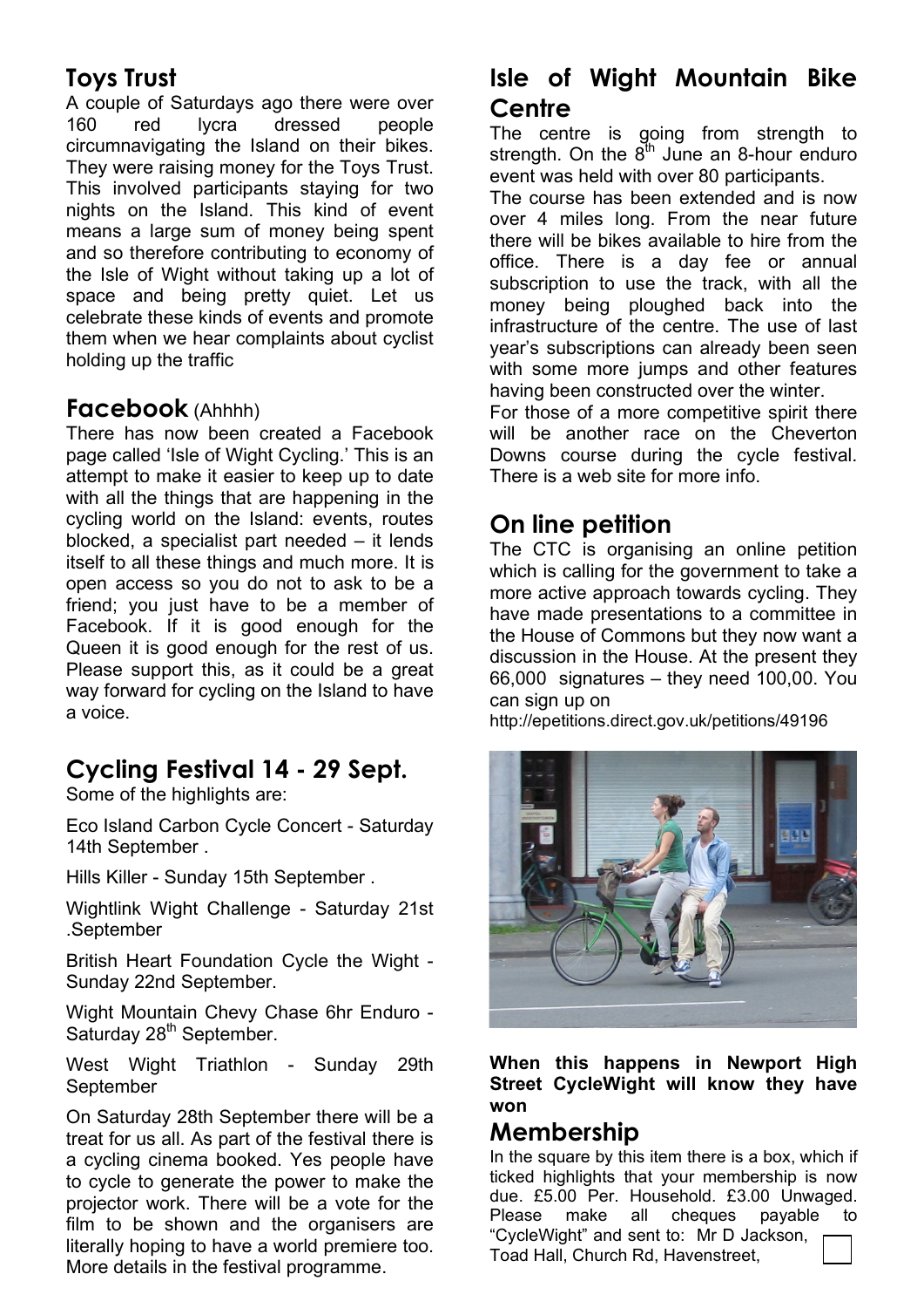## Toys Trust

A couple of Saturdays ago there were over 160 red lycra dressed people circumnavigating the Island on their bikes. They were raising money for the Toys Trust. This involved participants staying for two nights on the Island. This kind of event means a large sum of money being spent and so therefore contributing to economy of the Isle of Wight without taking up a lot of space and being pretty quiet. Let us celebrate these kinds of events and promote them when we hear complaints about cyclist holding up the traffic

## Facebook (Ahhhh)

There has now been created a Facebook page called 'Isle of Wight Cycling.' This is an attempt to make it easier to keep up to date with all the things that are happening in the cycling world on the Island: events, routes blocked, a specialist part needed – it lends itself to all these things and much more. It is open access so you do not to ask to be a friend; you just have to be a member of Facebook. If it is good enough for the Queen it is good enough for the rest of us. Please support this, as it could be a great way forward for cycling on the Island to have a voice.

## Cycling Festival 14 - 29 Sept.

Some of the highlights are:

Eco Island Carbon Cycle Concert - Saturday 14th September .

Hills Killer - Sunday 15th September .

Wightlink Wight Challenge - Saturday 21st .September

British Heart Foundation Cycle the Wight - Sunday 22nd September.

Wight Mountain Chevy Chase 6hr Enduro - Saturday 28th September.

West Wight Triathlon - Sunday 29th September

On Saturday 28th September there will be a treat for us all. As part of the festival there is a cycling cinema booked. Yes people have to cycle to generate the power to make the projector work. There will be a vote for the film to be shown and the organisers are literally hoping to have a world premiere too. More details in the festival programme.

## Isle of Wight Mountain Bike Centre

The centre is going from strength to strength. On the 8th June an 8-hour enduro event was held with over 80 participants.

The course has been extended and is now over 4 miles long. From the near future there will be bikes available to hire from the office. There is a day fee or annual subscription to use the track, with all the money being ploughed back into the infrastructure of the centre. The use of last year's subscriptions can already been seen with some more jumps and other features having been constructed over the winter.

For those of a more competitive spirit there will be another race on the Cheverton Downs course during the cycle festival. There is a web site for more info.

## On line petition

The CTC is organising an online petition which is calling for the government to take a more active approach towards cycling. They have made presentations to a committee in the House of Commons but they now want a discussion in the House. At the present they 66,000 signatures – they need 100,00. You can sign up on

http://epetitions.direct.gov.uk/petitions/49196

**When this happens in Newport High Street CycleWight will know they have won**

## Membership

In the square by this item there is a box, which if ticked highlights that your membership is now due. £5.00 Per. Household. £3.00 Unwaged. Please make all cheques payable to "CycleWight" and sent to: Mr D Jackson, Toad Hall, Church Rd, Havenstreet,